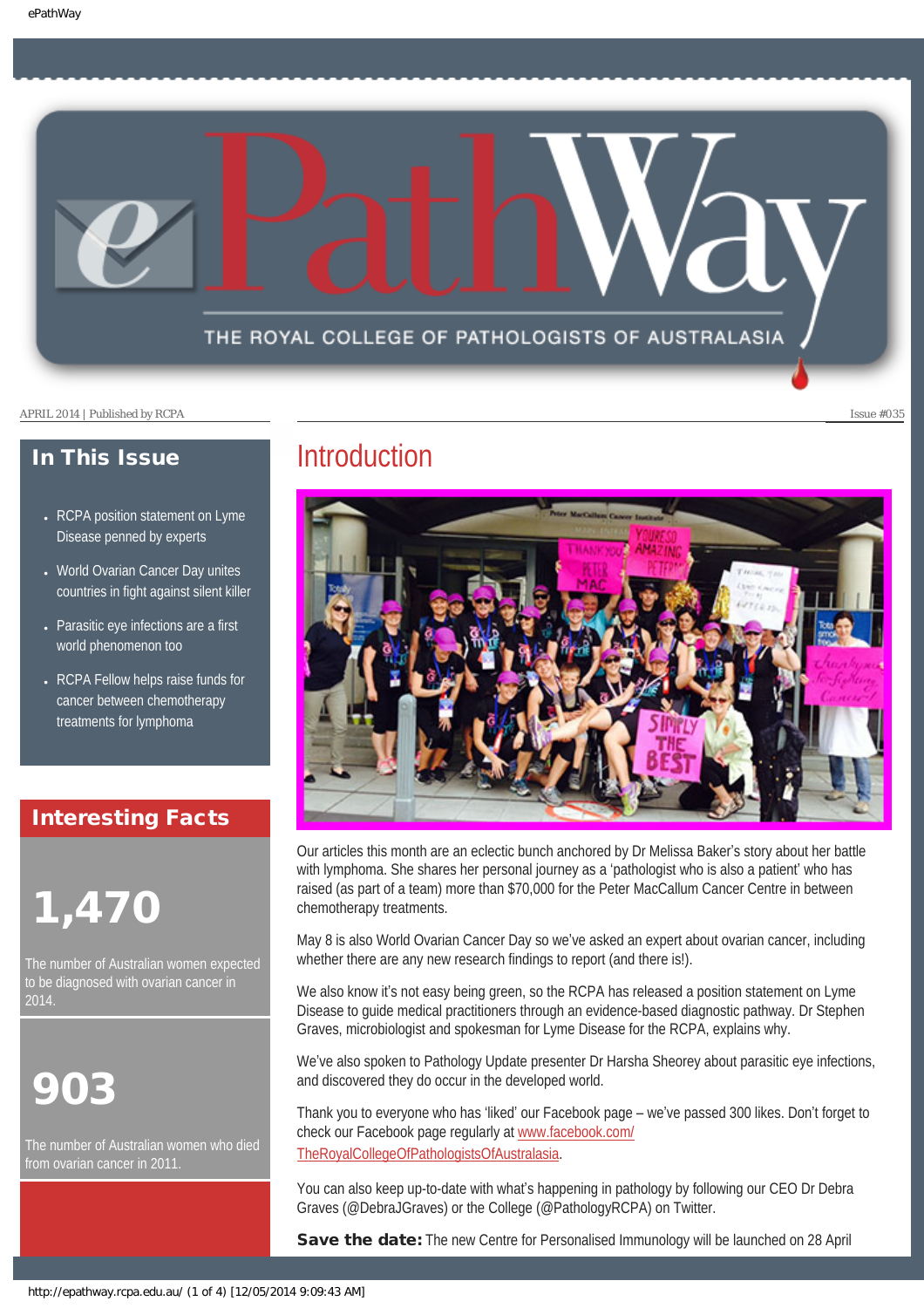# ePathWay

THE ROYAL COLLEGE OF PATHOLOGISTS OF AUSTRALASIA

APRIL 2014 | Published by RCPA

Issue #035

## In This Issue

- RCPA position statement on Lyme Disease penned by experts
- World Ovarian Cancer Day unites countries in fight against silent killer
- Parasitic eye infections are a first world phenomenon too
- RCPA Fellow helps raise funds for cancer between chemotherapy treatments for lymphoma

## Interesting Facts

**1,470**

The number of Australian women expected to be diagnosed with ovarian cancer in 2014.

**903**

The number of Australian women who died from ovarian cancer in 2011.

## Introduction

Our articles this month are an eclectic bunch anchored by Dr Melissa Baker's story about her battle with lymphoma. She shares her personal journey as a 'pathologist who is also a patient' who has raised (as part of a team) more than $70,000 for the Peter MacCallum Cancer Centre in between chemotherapy treatments.

May 8 is also World Ovarian Cancer Day so we've asked an expert about ovarian cancer, including whether there are any new research findings to report (and there is!).

We also know it's not easy being green, so the RCPA has released a position statement on Lyme Disease to guide medical practitioners through an evidence-based diagnostic pathway. Dr Stephen Graves, microbiologist and spokesman for Lyme Disease for the RCPA, explains why.

We've also spoken to Pathology Update presenter Dr Harsha Sheorey about parasitic eye infections, and discovered they do occur in the developed world.

Thank you to everyone who has 'liked' our Facebook page – we've passed 300 likes. Don't forget to check our Facebook page regularly at [www.facebook.com/TheRoyalCollegeOfPathologistsOfAustralasia](www.facebook.com/TheRoyalCollegeOfPathologistsOfAustralasia).

You can also keep up-to-date with what's happening in pathology by following our CEO Dr Debra Graves (@DebraJGraves) or the College (@PathologyRCPA) on Twitter.

**Save the date:** The new Centre for Personalised Immunology will be launched on 28 April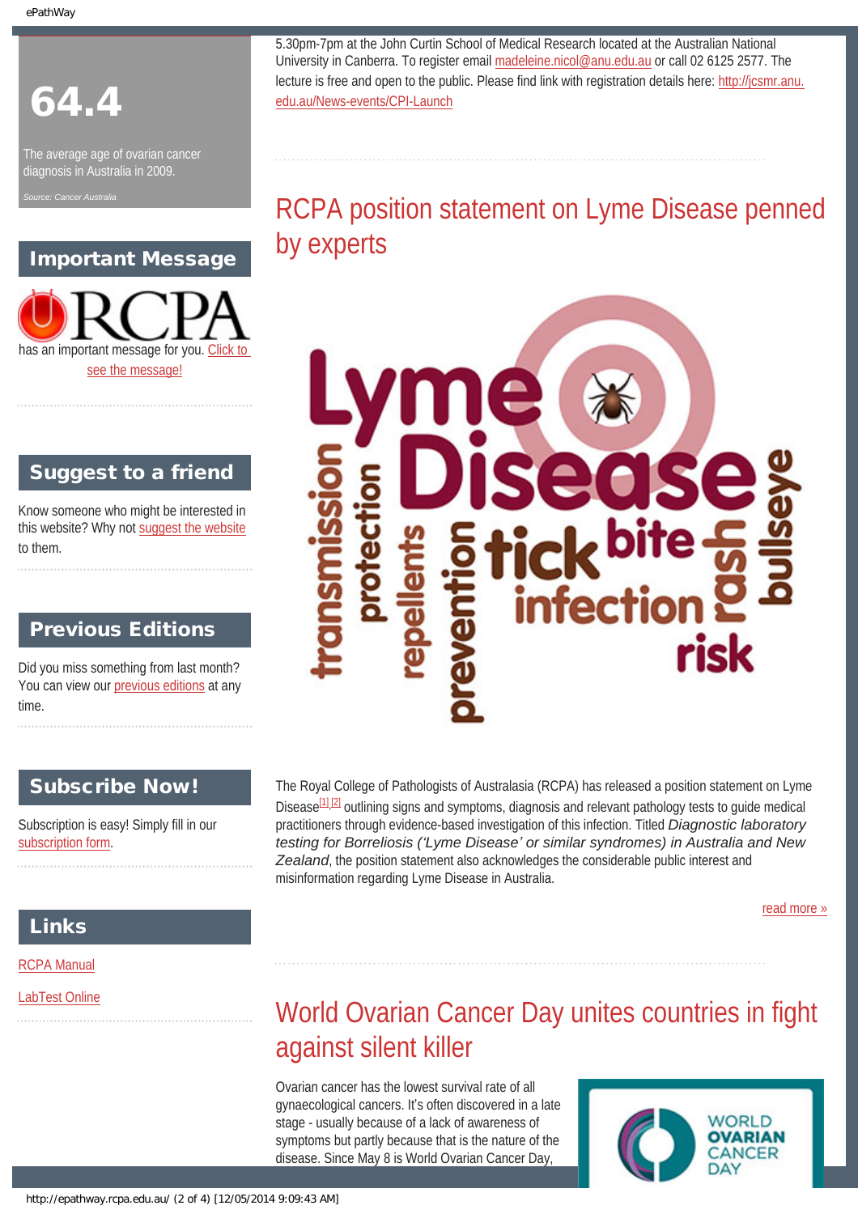# 64.4

The average age of ovarian cancer diagnosis in Australia in 2009.

*Source: Cancer Australia*

## Important Message

RCPA has an important message for you. Click to see the message!

## Suggest to a friend

Know someone who might be interested in this website? Why not suggest the website to them.

## Previous Editions

Did you miss something from last month? You can view our previous editions at any time.

## Subscribe Now!

Subscription is easy! Simply fill in our subscription form.

## Links

RCPA Manual

LabTest Online

5.30pm-7pm at the John Curtin School of Medical Research located at the Australian National University in Canberra. To register email madeleine.nicol@anu.edu.au or call 02 6125 2577. The lecture is free and open to the public. Please find link with registration details here: http://jcsmr.anu.edu.au/News-events/CPI-Launch

## RCPA position statement on Lyme Disease penned by experts

The Royal College of Pathologists of Australasia (RCPA) has released a position statement on Lyme Disease[1],[2] outlining signs and symptoms, diagnosis and relevant pathology tests to guide medical practitioners through evidence-based investigation of this infection. Titled *Diagnostic laboratory testing for Borreliosis ('Lyme Disease' or similar syndromes) in Australia and New Zealand*, the position statement also acknowledges the considerable public interest and misinformation regarding Lyme Disease in Australia.

read more »

## World Ovarian Cancer Day unites countries in fight against silent killer

Ovarian cancer has the lowest survival rate of all gynaecological cancers. It's often discovered in a late stage - usually because of a lack of awareness of symptoms but partly because that is the nature of the disease. Since May 8 is World Ovarian Cancer Day,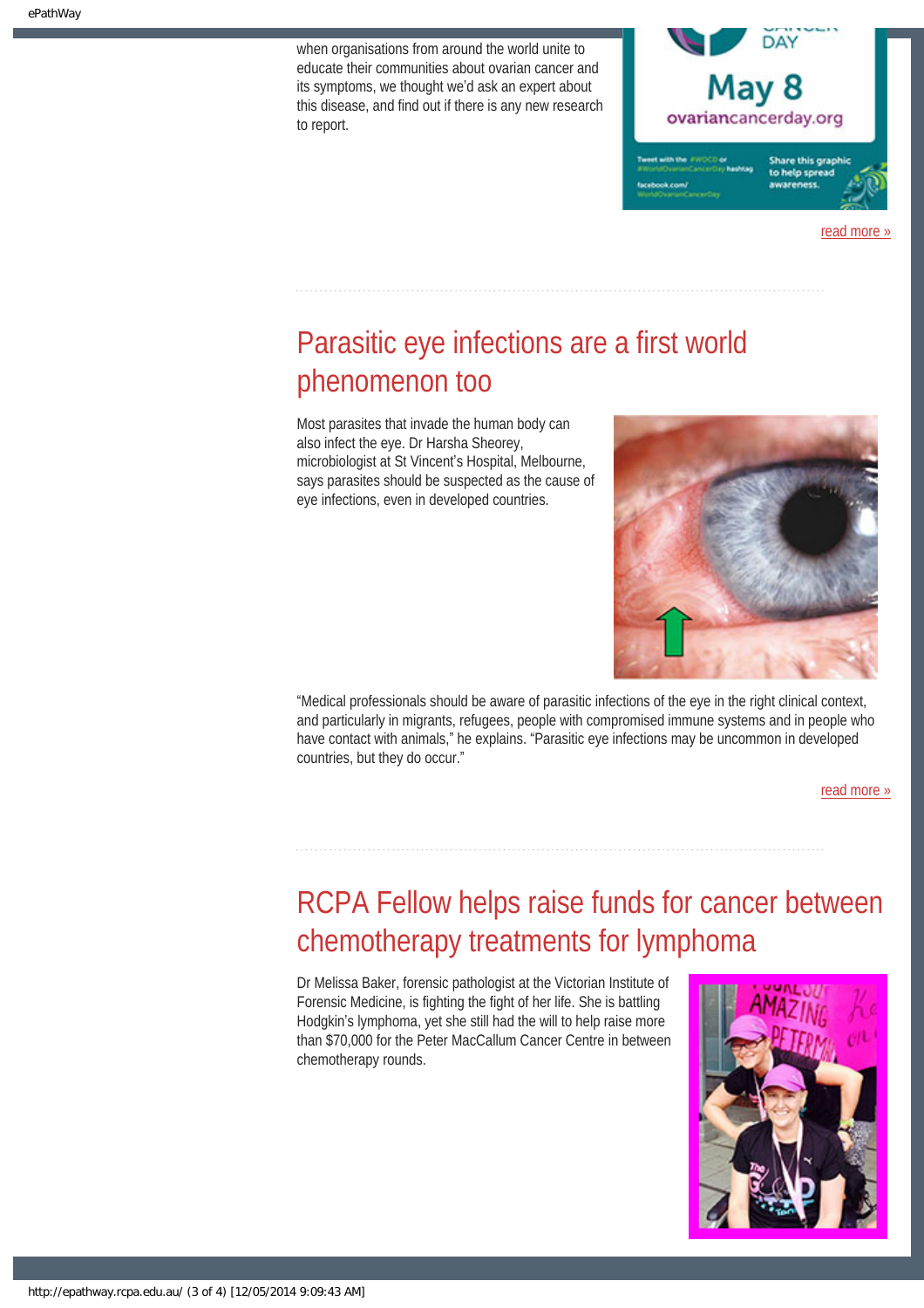when organisations from around the world unite to educate their communities about ovarian cancer and its symptoms, we thought we'd ask an expert about this disease, and find out if there is any new research to report.

read more »

## Parasitic eye infections are a first world phenomenon too

Most parasites that invade the human body can also infect the eye. Dr Harsha Sheorey, microbiologist at St Vincent's Hospital, Melbourne, says parasites should be suspected as the cause of eye infections, even in developed countries.

"Medical professionals should be aware of parasitic infections of the eye in the right clinical context, and particularly in migrants, refugees, people with compromised immune systems and in people who have contact with animals," he explains. "Parasitic eye infections may be uncommon in developed countries, but they do occur."

read more »

## RCPA Fellow helps raise funds for cancer between chemotherapy treatments for lymphoma

Dr Melissa Baker, forensic pathologist at the Victorian Institute of Forensic Medicine, is fighting the fight of her life. She is battling Hodgkin's lymphoma, yet she still had the will to help raise more than $70,000 for the Peter MacCallum Cancer Centre in between chemotherapy rounds.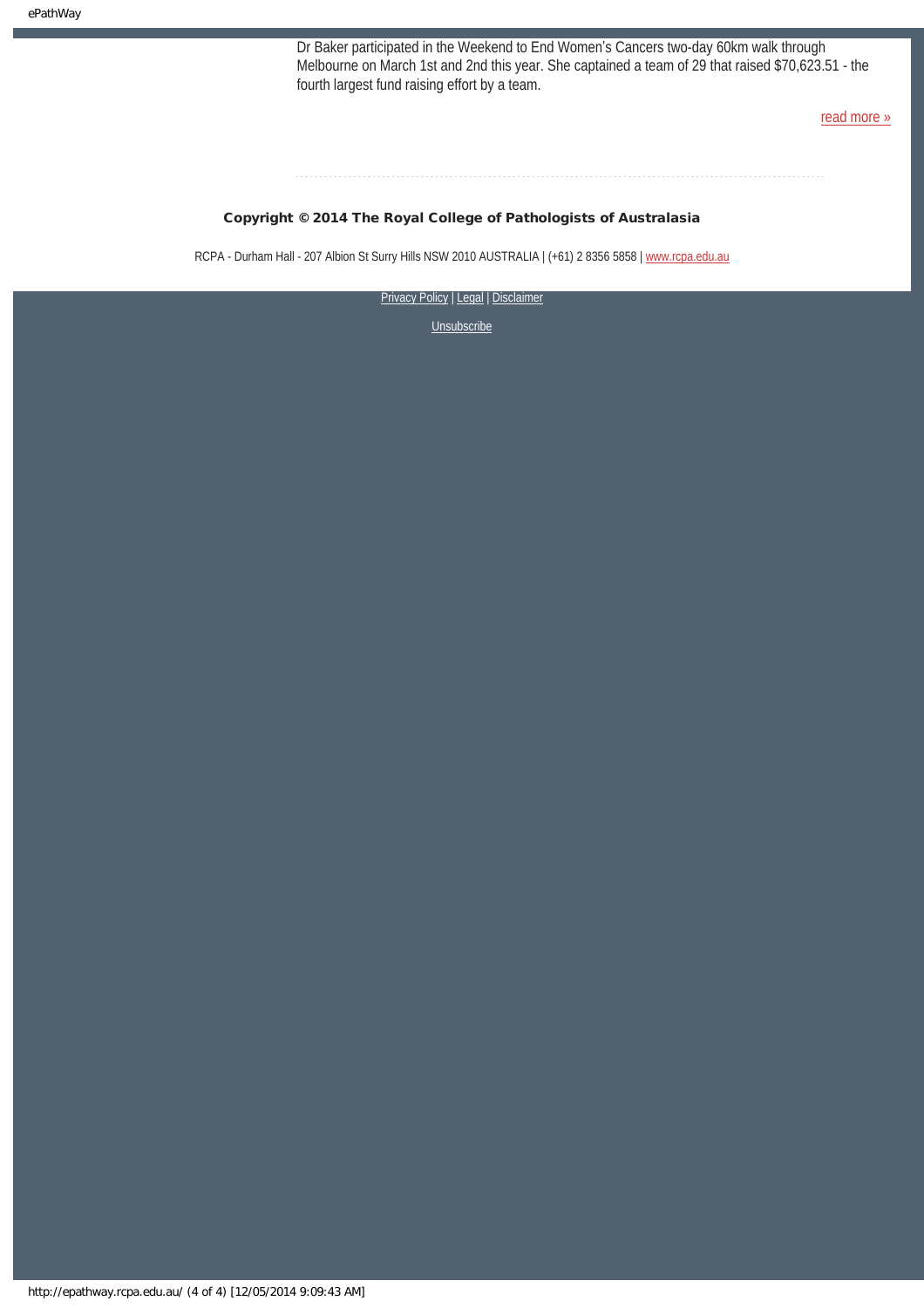Dr Baker participated in the Weekend to End Women's Cancers two-day 60km walk through Melbourne on March 1st and 2nd this year. She captained a team of 29 that raised $70,623.51 - the fourth largest fund raising effort by a team.

read more »

**Copyright © 2014 The Royal College of Pathologists of Australasia**

RCPA - Durham Hall - 207 Albion St Surry Hills NSW 2010 AUSTRALIA | (+61) 2 8356 5858 | www.rcpa.edu.au

Privacy Policy | Legal | Disclaimer

Unsubscribe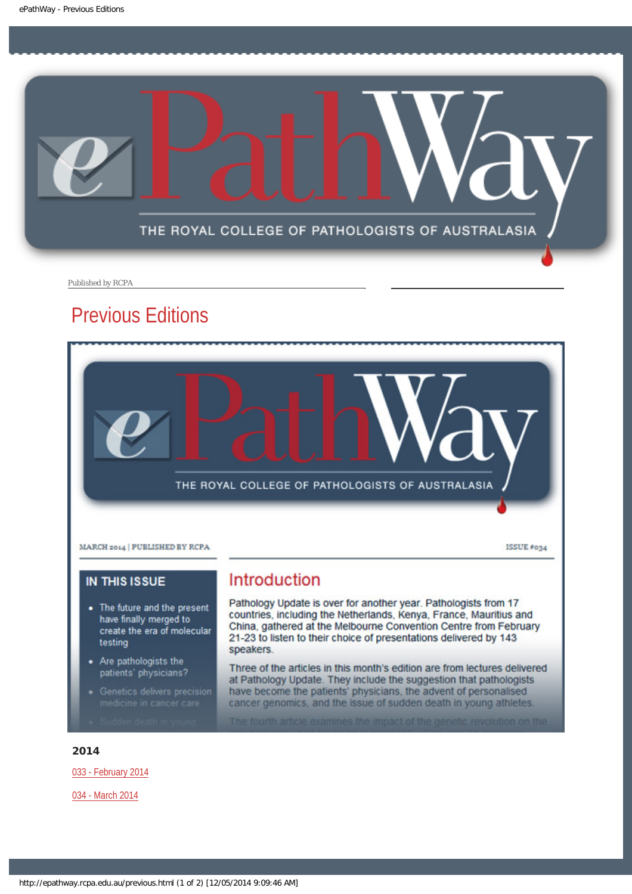Published by RCPA

# Previous Editions

MARCH 2014 | PUBLISHED BY RCPA

ISSUE #034

**IN THIS ISSUE**

- The future and the present have finally merged to create the era of molecular testing
- Are pathologists the patients' physicians?
- Genetics delivers precision medicine in cancer care
- Sudden death in young

## Introduction

Pathology Update is over for another year. Pathologists from 17 countries, including the Netherlands, Kenya, France, Mauritius and China, gathered at the Melbourne Convention Centre from February 21-23 to listen to their choice of presentations delivered by 143 speakers.

Three of the articles in this month's edition are from lectures delivered at Pathology Update. They include the suggestion that pathologists have become the patients' physicians, the advent of personalised cancer genomics, and the issue of sudden death in young athletes.

The fourth article examines the impact of the genetic revolution on the

**2014**

033 - February 2014

034 - March 2014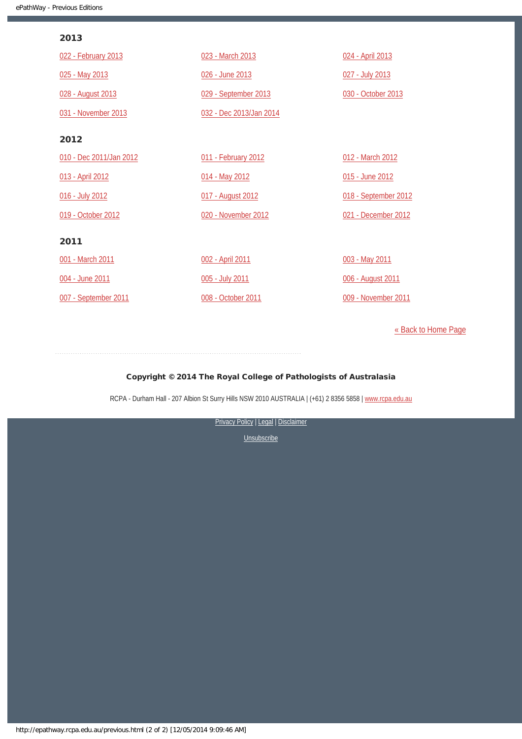## 2013

022 - February 2013

023 - March 2013

024 - April 2013

025 - May 2013

026 - June 2013

027 - July 2013

028 - August 2013

029 - September 2013

030 - October 2013

031 - November 2013

032 - Dec 2013/Jan 2014

## 2012

010 - Dec 2011/Jan 2012

011 - February 2012

012 - March 2012

013 - April 2012

014 - May 2012

015 - June 2012

016 - July 2012

017 - August 2012

018 - September 2012

019 - October 2012

020 - November 2012

021 - December 2012

## 2011

001 - March 2011

002 - April 2011

003 - May 2011

004 - June 2011

005 - July 2011

006 - August 2011

007 - September 2011

008 - October 2011

009 - November 2011

« Back to Home Page

**Copyright © 2014 The Royal College of Pathologists of Australasia**

RCPA - Durham Hall - 207 Albion St Surry Hills NSW 2010 AUSTRALIA | (+61) 2 8356 5858 | www.rcpa.edu.au

Privacy Policy | Legal | Disclaimer

Unsubscribe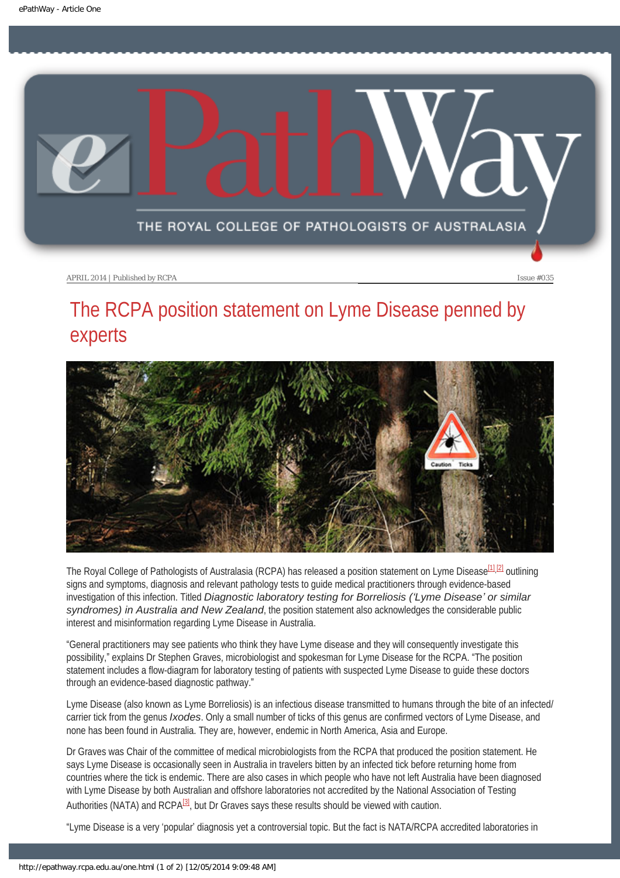APRIL 2014 | Published by RCPA

Issue #035

# The RCPA position statement on Lyme Disease penned by experts

The Royal College of Pathologists of Australasia (RCPA) has released a position statement on Lyme Disease[1],[2] outlining signs and symptoms, diagnosis and relevant pathology tests to guide medical practitioners through evidence-based investigation of this infection. Titled *Diagnostic laboratory testing for Borreliosis ('Lyme Disease' or similar syndromes) in Australia and New Zealand*, the position statement also acknowledges the considerable public interest and misinformation regarding Lyme Disease in Australia.

"General practitioners may see patients who think they have Lyme disease and they will consequently investigate this possibility," explains Dr Stephen Graves, microbiologist and spokesman for Lyme Disease for the RCPA. "The position statement includes a flow-diagram for laboratory testing of patients with suspected Lyme Disease to guide these doctors through an evidence-based diagnostic pathway."

Lyme Disease (also known as Lyme Borreliosis) is an infectious disease transmitted to humans through the bite of an infected/carrier tick from the genus *Ixodes*. Only a small number of ticks of this genus are confirmed vectors of Lyme Disease, and none has been found in Australia. They are, however, endemic in North America, Asia and Europe.

Dr Graves was Chair of the committee of medical microbiologists from the RCPA that produced the position statement. He says Lyme Disease is occasionally seen in Australia in travelers bitten by an infected tick before returning home from countries where the tick is endemic. There are also cases in which people who have not left Australia have been diagnosed with Lyme Disease by both Australian and offshore laboratories not accredited by the National Association of Testing Authorities (NATA) and RCPA[3], but Dr Graves says these results should be viewed with caution.

"Lyme Disease is a very 'popular' diagnosis yet a controversial topic. But the fact is NATA/RCPA accredited laboratories in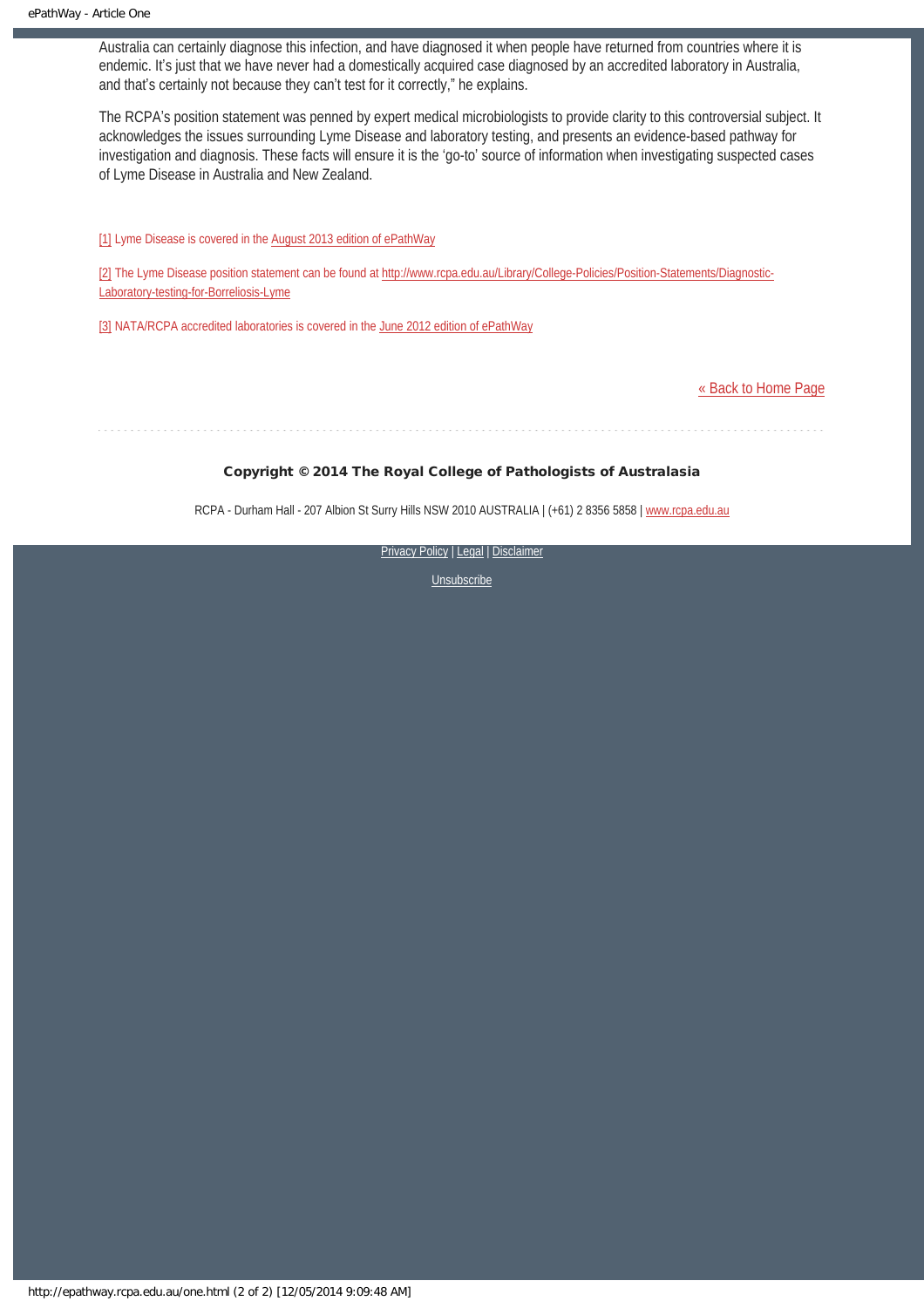Australia can certainly diagnose this infection, and have diagnosed it when people have returned from countries where it is endemic. It's just that we have never had a domestically acquired case diagnosed by an accredited laboratory in Australia, and that's certainly not because they can't test for it correctly," he explains.

The RCPA's position statement was penned by expert medical microbiologists to provide clarity to this controversial subject. It acknowledges the issues surrounding Lyme Disease and laboratory testing, and presents an evidence-based pathway for investigation and diagnosis. These facts will ensure it is the 'go-to' source of information when investigating suspected cases of Lyme Disease in Australia and New Zealand.

[1] Lyme Disease is covered in the August 2013 edition of ePathWay

[2] The Lyme Disease position statement can be found at http://www.rcpa.edu.au/Library/College-Policies/Position-Statements/Diagnostic-Laboratory-testing-for-Borreliosis-Lyme

[3] NATA/RCPA accredited laboratories is covered in the June 2012 edition of ePathWay

« Back to Home Page

**Copyright © 2014 The Royal College of Pathologists of Australasia**

RCPA - Durham Hall - 207 Albion St Surry Hills NSW 2010 AUSTRALIA | (+61) 2 8356 5858 | www.rcpa.edu.au

Privacy Policy | Legal | Disclaimer

Unsubscribe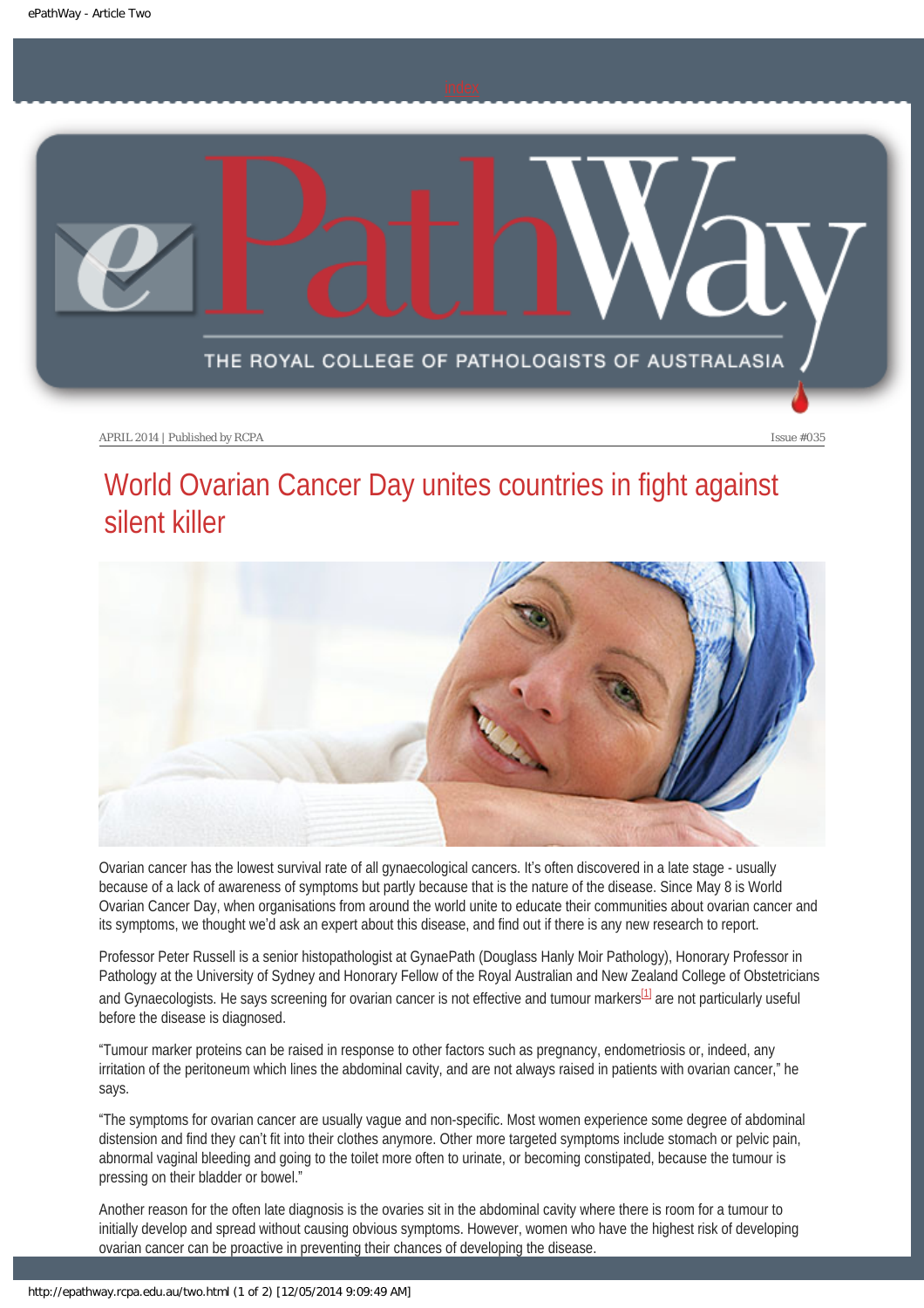# World Ovarian Cancer Day unites countries in fight against silent killer

Ovarian cancer has the lowest survival rate of all gynaecological cancers. It's often discovered in a late stage - usually because of a lack of awareness of symptoms but partly because that is the nature of the disease. Since May 8 is World Ovarian Cancer Day, when organisations from around the world unite to educate their communities about ovarian cancer and its symptoms, we thought we'd ask an expert about this disease, and find out if there is any new research to report.

Professor Peter Russell is a senior histopathologist at GynaePath (Douglass Hanly Moir Pathology), Honorary Professor in Pathology at the University of Sydney and Honorary Fellow of the Royal Australian and New Zealand College of Obstetricians and Gynaecologists. He says screening for ovarian cancer is not effective and tumour markers[1] are not particularly useful before the disease is diagnosed.

"Tumour marker proteins can be raised in response to other factors such as pregnancy, endometriosis or, indeed, any irritation of the peritoneum which lines the abdominal cavity, and are not always raised in patients with ovarian cancer," he says.

"The symptoms for ovarian cancer are usually vague and non-specific. Most women experience some degree of abdominal distension and find they can't fit into their clothes anymore. Other more targeted symptoms include stomach or pelvic pain, abnormal vaginal bleeding and going to the toilet more often to urinate, or becoming constipated, because the tumour is pressing on their bladder or bowel."

Another reason for the often late diagnosis is the ovaries sit in the abdominal cavity where there is room for a tumour to initially develop and spread without causing obvious symptoms. However, women who have the highest risk of developing ovarian cancer can be proactive in preventing their chances of developing the disease.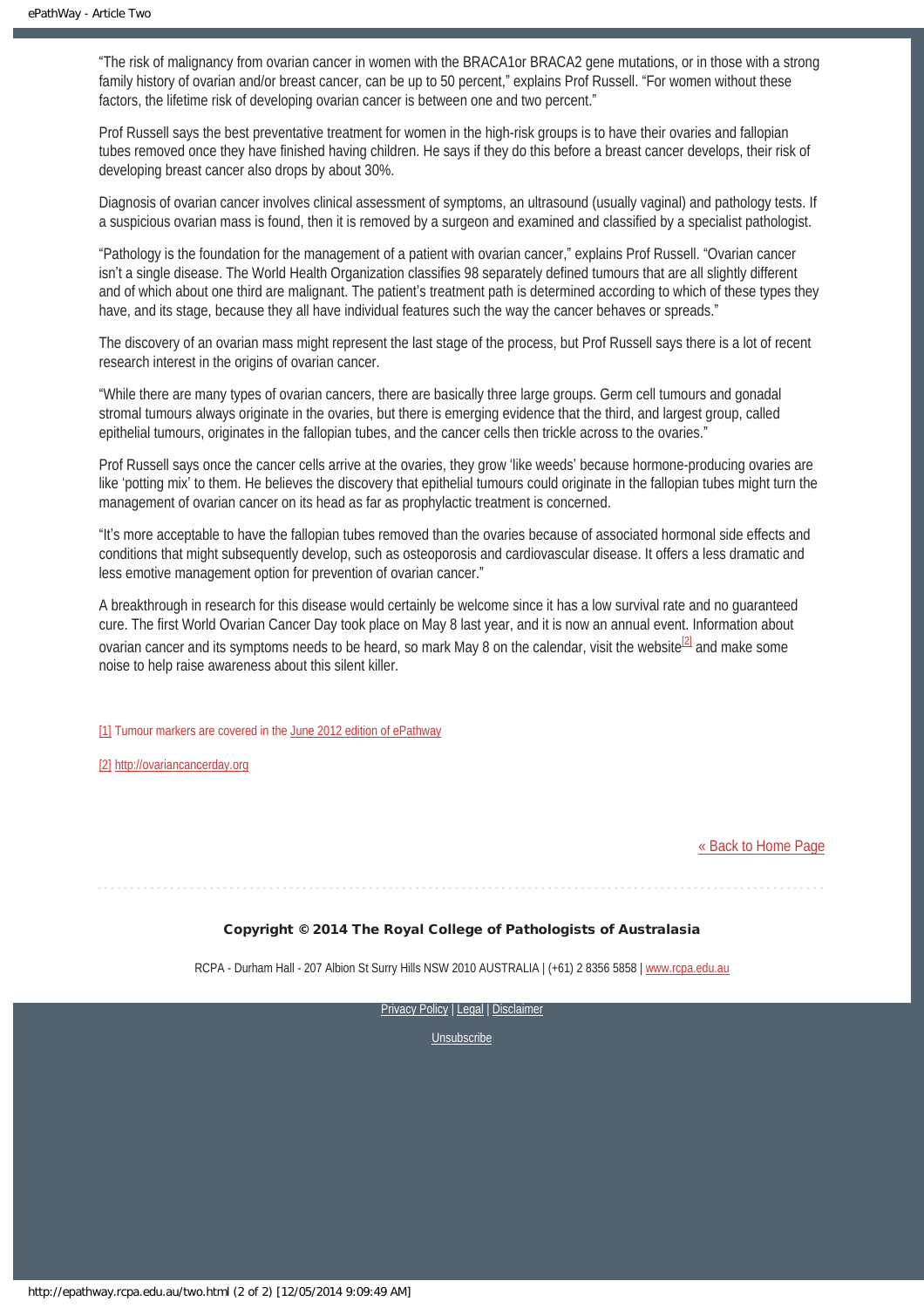"The risk of malignancy from ovarian cancer in women with the BRACA1or BRACA2 gene mutations, or in those with a strong family history of ovarian and/or breast cancer, can be up to 50 percent," explains Prof Russell. "For women without these factors, the lifetime risk of developing ovarian cancer is between one and two percent."

Prof Russell says the best preventative treatment for women in the high-risk groups is to have their ovaries and fallopian tubes removed once they have finished having children. He says if they do this before a breast cancer develops, their risk of developing breast cancer also drops by about 30%.

Diagnosis of ovarian cancer involves clinical assessment of symptoms, an ultrasound (usually vaginal) and pathology tests. If a suspicious ovarian mass is found, then it is removed by a surgeon and examined and classified by a specialist pathologist.

"Pathology is the foundation for the management of a patient with ovarian cancer," explains Prof Russell. "Ovarian cancer isn't a single disease. The World Health Organization classifies 98 separately defined tumours that are all slightly different and of which about one third are malignant. The patient's treatment path is determined according to which of these types they have, and its stage, because they all have individual features such the way the cancer behaves or spreads."

The discovery of an ovarian mass might represent the last stage of the process, but Prof Russell says there is a lot of recent research interest in the origins of ovarian cancer.

"While there are many types of ovarian cancers, there are basically three large groups. Germ cell tumours and gonadal stromal tumours always originate in the ovaries, but there is emerging evidence that the third, and largest group, called epithelial tumours, originates in the fallopian tubes, and the cancer cells then trickle across to the ovaries."

Prof Russell says once the cancer cells arrive at the ovaries, they grow 'like weeds' because hormone-producing ovaries are like 'potting mix' to them. He believes the discovery that epithelial tumours could originate in the fallopian tubes might turn the management of ovarian cancer on its head as far as prophylactic treatment is concerned.

"It's more acceptable to have the fallopian tubes removed than the ovaries because of associated hormonal side effects and conditions that might subsequently develop, such as osteoporosis and cardiovascular disease. It offers a less dramatic and less emotive management option for prevention of ovarian cancer."

A breakthrough in research for this disease would certainly be welcome since it has a low survival rate and no guaranteed cure. The first World Ovarian Cancer Day took place on May 8 last year, and it is now an annual event. Information about ovarian cancer and its symptoms needs to be heard, so mark May 8 on the calendar, visit the website[2] and make some noise to help raise awareness about this silent killer.

[1] Tumour markers are covered in the June 2012 edition of ePathway

[2] http://ovariancancerday.org

« Back to Home Page

**Copyright © 2014 The Royal College of Pathologists of Australasia**

RCPA - Durham Hall - 207 Albion St Surry Hills NSW 2010 AUSTRALIA | (+61) 2 8356 5858 | www.rcpa.edu.au

Privacy Policy | Legal | Disclaimer

Unsubscribe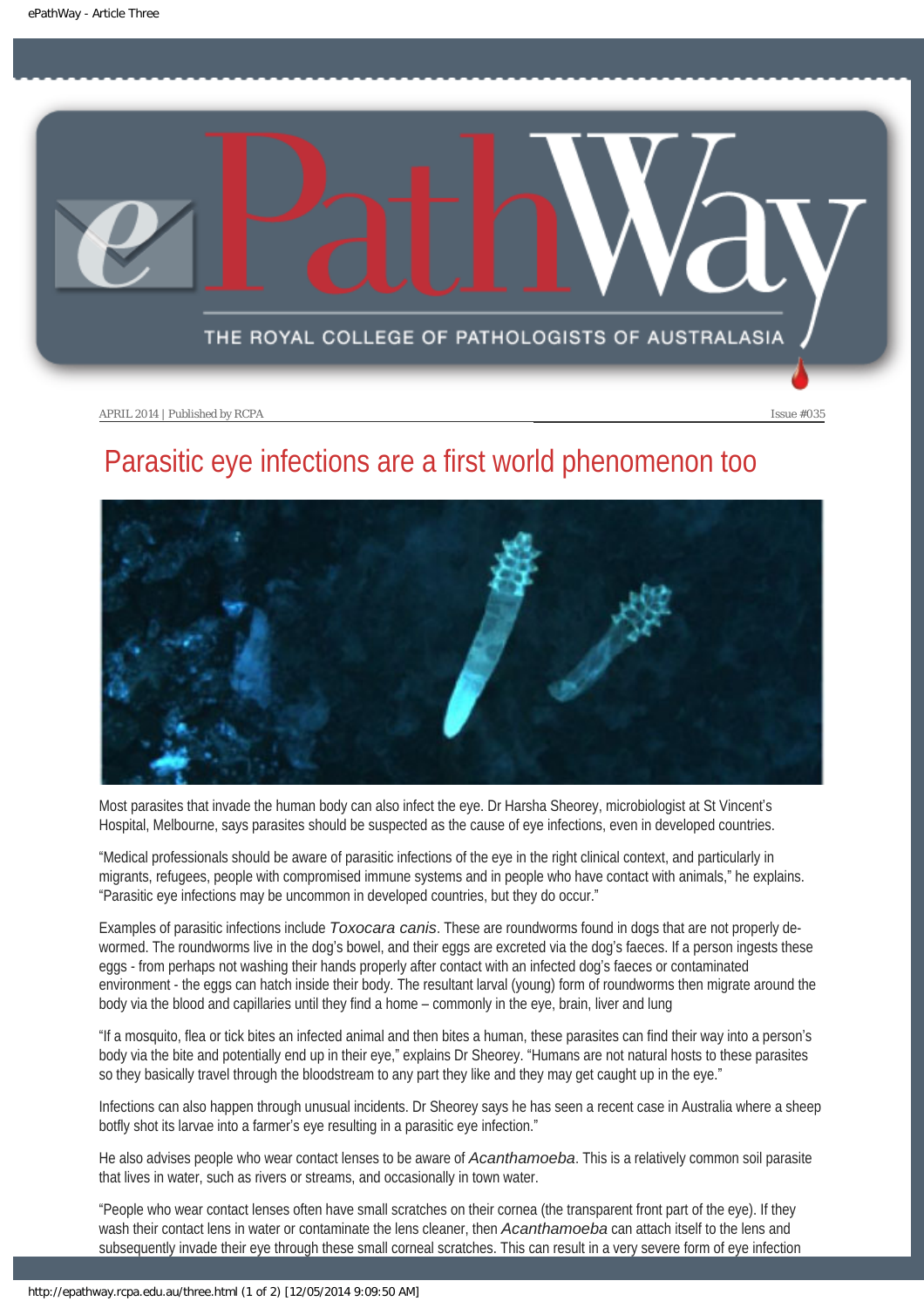APRIL 2014 | Published by RCPA

Issue #035

# Parasitic eye infections are a first world phenomenon too

Most parasites that invade the human body can also infect the eye. Dr Harsha Sheorey, microbiologist at St Vincent's Hospital, Melbourne, says parasites should be suspected as the cause of eye infections, even in developed countries.

"Medical professionals should be aware of parasitic infections of the eye in the right clinical context, and particularly in migrants, refugees, people with compromised immune systems and in people who have contact with animals," he explains. "Parasitic eye infections may be uncommon in developed countries, but they do occur."

Examples of parasitic infections include *Toxocara canis*. These are roundworms found in dogs that are not properly de-wormed. The roundworms live in the dog's bowel, and their eggs are excreted via the dog's faeces. If a person ingests these eggs - from perhaps not washing their hands properly after contact with an infected dog's faeces or contaminated environment - the eggs can hatch inside their body. The resultant larval (young) form of roundworms then migrate around the body via the blood and capillaries until they find a home – commonly in the eye, brain, liver and lung

"If a mosquito, flea or tick bites an infected animal and then bites a human, these parasites can find their way into a person's body via the bite and potentially end up in their eye," explains Dr Sheorey. "Humans are not natural hosts to these parasites so they basically travel through the bloodstream to any part they like and they may get caught up in the eye."

Infections can also happen through unusual incidents. Dr Sheorey says he has seen a recent case in Australia where a sheep botfly shot its larvae into a farmer's eye resulting in a parasitic eye infection."

He also advises people who wear contact lenses to be aware of *Acanthamoeba*. This is a relatively common soil parasite that lives in water, such as rivers or streams, and occasionally in town water.

"People who wear contact lenses often have small scratches on their cornea (the transparent front part of the eye). If they wash their contact lens in water or contaminate the lens cleaner, then *Acanthamoeba* can attach itself to the lens and subsequently invade their eye through these small corneal scratches. This can result in a very severe form of eye infection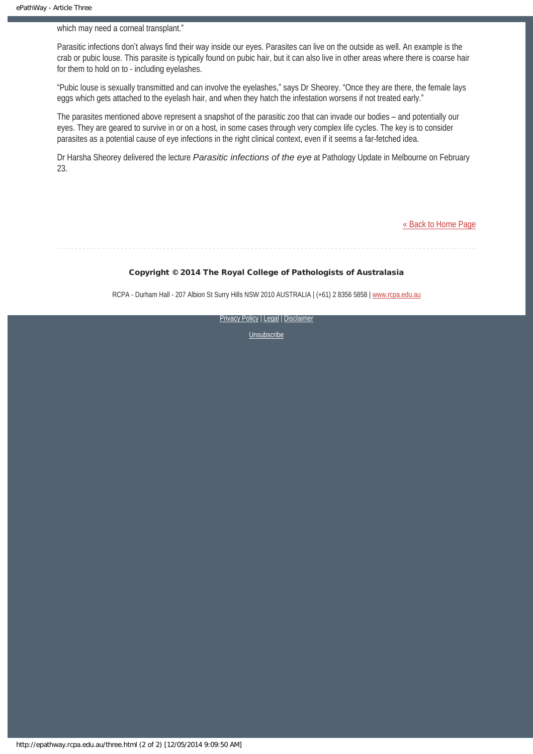which may need a corneal transplant."

Parasitic infections don't always find their way inside our eyes. Parasites can live on the outside as well. An example is the crab or pubic louse. This parasite is typically found on pubic hair, but it can also live in other areas where there is coarse hair for them to hold on to - including eyelashes.

"Pubic louse is sexually transmitted and can involve the eyelashes," says Dr Sheorey. "Once they are there, the female lays eggs which gets attached to the eyelash hair, and when they hatch the infestation worsens if not treated early."

The parasites mentioned above represent a snapshot of the parasitic zoo that can invade our bodies – and potentially our eyes. They are geared to survive in or on a host, in some cases through very complex life cycles. The key is to consider parasites as a potential cause of eye infections in the right clinical context, even if it seems a far-fetched idea.

Dr Harsha Sheorey delivered the lecture *Parasitic infections of the eye* at Pathology Update in Melbourne on February 23.

« Back to Home Page

**Copyright © 2014 The Royal College of Pathologists of Australasia**

RCPA - Durham Hall - 207 Albion St Surry Hills NSW 2010 AUSTRALIA | (+61) 2 8356 5858 | www.rcpa.edu.au

Privacy Policy | Legal | Disclaimer

Unsubscribe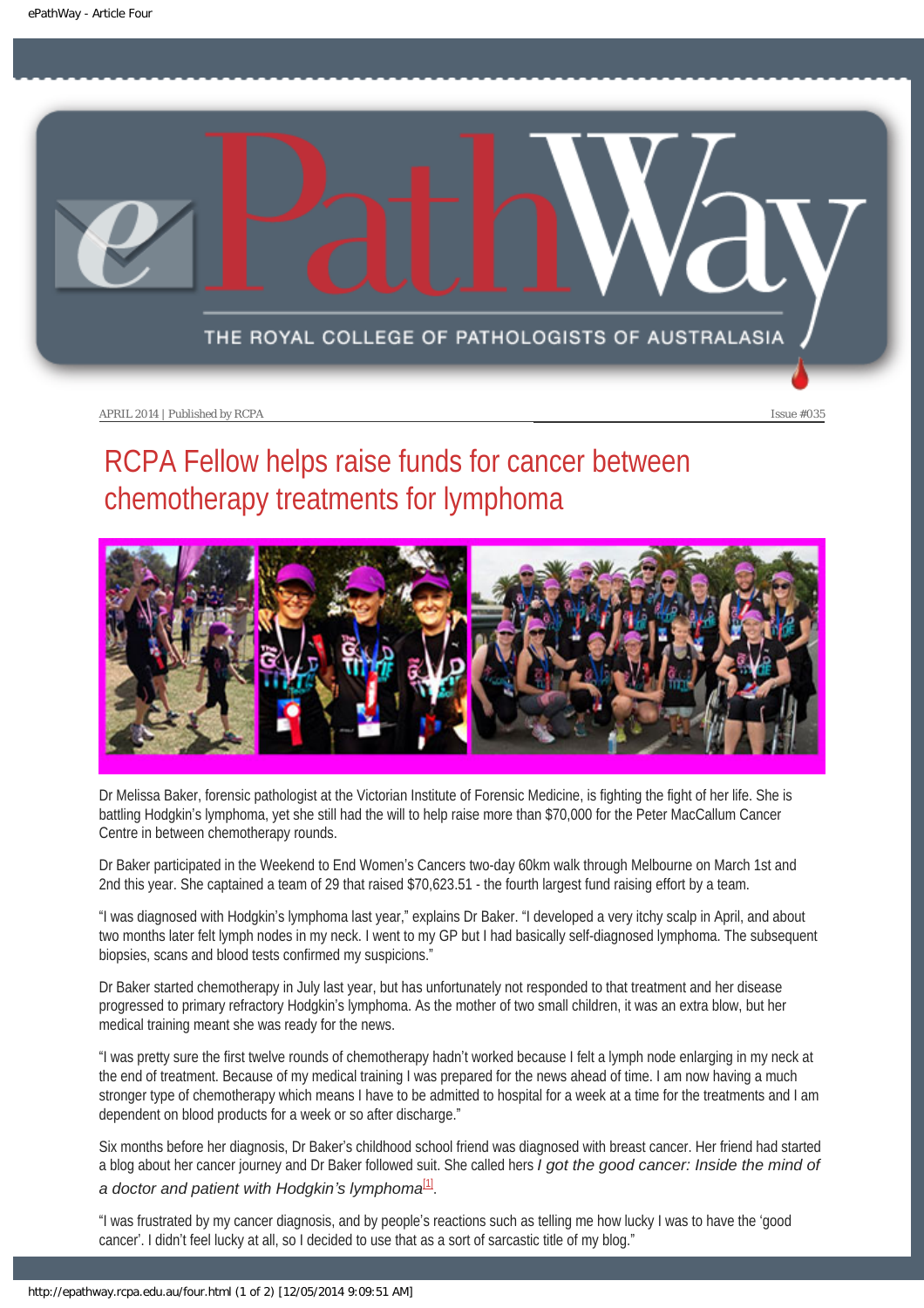APRIL 2014 | Published by RCPA

Issue #035

# RCPA Fellow helps raise funds for cancer between chemotherapy treatments for lymphoma

Dr Melissa Baker, forensic pathologist at the Victorian Institute of Forensic Medicine, is fighting the fight of her life. She is battling Hodgkin's lymphoma, yet she still had the will to help raise more than $70,000 for the Peter MacCallum Cancer Centre in between chemotherapy rounds.

Dr Baker participated in the Weekend to End Women's Cancers two-day 60km walk through Melbourne on March 1st and 2nd this year. She captained a team of 29 that raised $70,623.51 - the fourth largest fund raising effort by a team.

"I was diagnosed with Hodgkin's lymphoma last year," explains Dr Baker. "I developed a very itchy scalp in April, and about two months later felt lymph nodes in my neck. I went to my GP but I had basically self-diagnosed lymphoma. The subsequent biopsies, scans and blood tests confirmed my suspicions."

Dr Baker started chemotherapy in July last year, but has unfortunately not responded to that treatment and her disease progressed to primary refractory Hodgkin's lymphoma. As the mother of two small children, it was an extra blow, but her medical training meant she was ready for the news.

"I was pretty sure the first twelve rounds of chemotherapy hadn't worked because I felt a lymph node enlarging in my neck at the end of treatment. Because of my medical training I was prepared for the news ahead of time. I am now having a much stronger type of chemotherapy which means I have to be admitted to hospital for a week at a time for the treatments and I am dependent on blood products for a week or so after discharge."

Six months before her diagnosis, Dr Baker's childhood school friend was diagnosed with breast cancer. Her friend had started a blog about her cancer journey and Dr Baker followed suit. She called hers *I got the good cancer: Inside the mind of a doctor and patient with Hodgkin's lymphoma*[1].

"I was frustrated by my cancer diagnosis, and by people's reactions such as telling me how lucky I was to have the 'good cancer'. I didn't feel lucky at all, so I decided to use that as a sort of sarcastic title of my blog."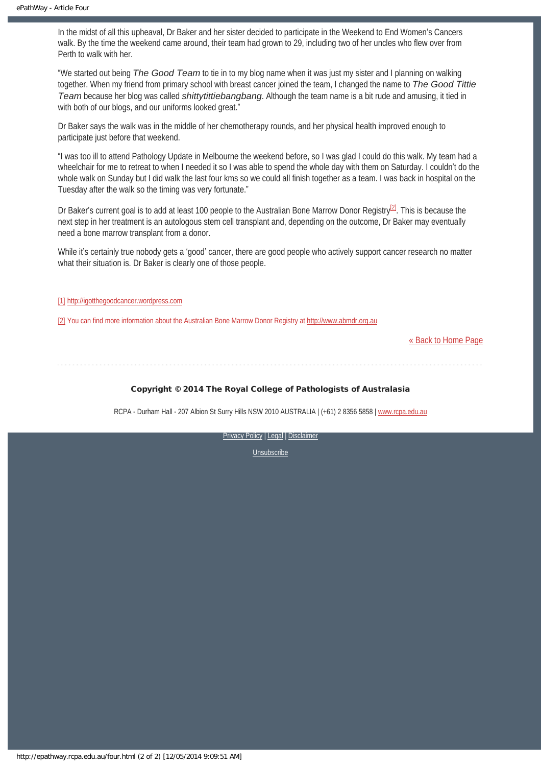In the midst of all this upheaval, Dr Baker and her sister decided to participate in the Weekend to End Women's Cancers walk. By the time the weekend came around, their team had grown to 29, including two of her uncles who flew over from Perth to walk with her.

"We started out being *The Good Team* to tie in to my blog name when it was just my sister and I planning on walking together. When my friend from primary school with breast cancer joined the team, I changed the name to *The Good Tittie Team* because her blog was called *shittytittiebangbang*. Although the team name is a bit rude and amusing, it tied in with both of our blogs, and our uniforms looked great."

Dr Baker says the walk was in the middle of her chemotherapy rounds, and her physical health improved enough to participate just before that weekend.

"I was too ill to attend Pathology Update in Melbourne the weekend before, so I was glad I could do this walk. My team had a wheelchair for me to retreat to when I needed it so I was able to spend the whole day with them on Saturday. I couldn't do the whole walk on Sunday but I did walk the last four kms so we could all finish together as a team. I was back in hospital on the Tuesday after the walk so the timing was very fortunate."

Dr Baker's current goal is to add at least 100 people to the Australian Bone Marrow Donor Registry[2]. This is because the next step in her treatment is an autologous stem cell transplant and, depending on the outcome, Dr Baker may eventually need a bone marrow transplant from a donor.

While it's certainly true nobody gets a 'good' cancer, there are good people who actively support cancer research no matter what their situation is. Dr Baker is clearly one of those people.

[1] http://igotthegoodcancer.wordpress.com

[2] You can find more information about the Australian Bone Marrow Donor Registry at http://www.abmdr.org.au

« Back to Home Page

**Copyright © 2014 The Royal College of Pathologists of Australasia**

RCPA - Durham Hall - 207 Albion St Surry Hills NSW 2010 AUSTRALIA | (+61) 2 8356 5858 | www.rcpa.edu.au

Privacy Policy | Legal | Disclaimer

Unsubscribe